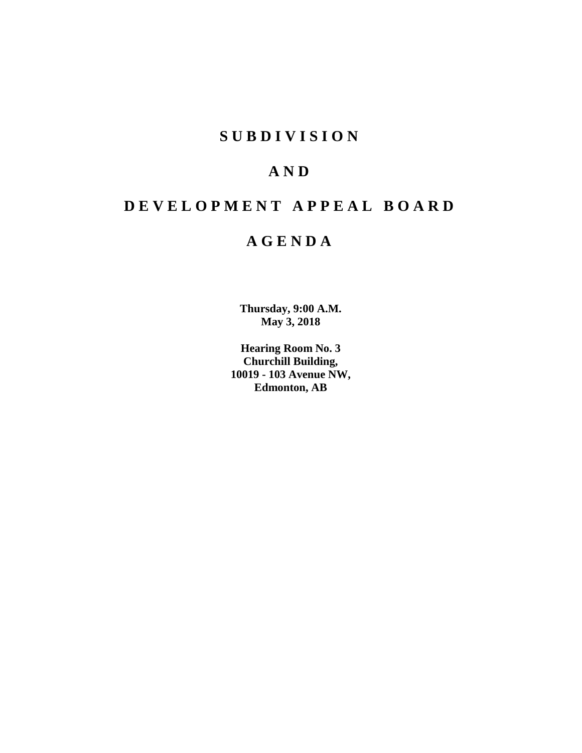# S U B D I V I S I O N

# A N D

# D E V E L O P M E N T   A P P E A L   B O A R D

# A G E N D A

**Thursday, 9:00 A.M.**
**May 3, 2018**

**Hearing Room No. 3**
**Churchill Building,**
**10019 - 103 Avenue NW,**
**Edmonton, AB**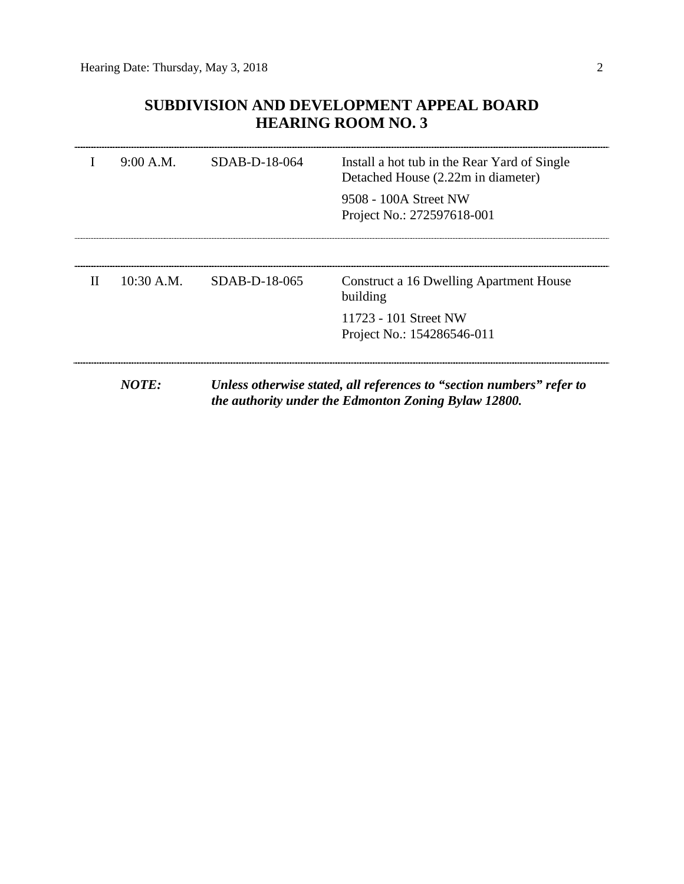# SUBDIVISION AND DEVELOPMENT APPEAL BOARD
## HEARING ROOM NO. 3

| | | | |
|---|---|---|---|
| I | 9:00 A.M. | SDAB-D-18-064 | Install a hot tub in the Rear Yard of Single Detached House (2.22m in diameter)<br><br>9508 - 100A Street NW<br>Project No.: 272597618-001 |
| II | 10:30 A.M. | SDAB-D-18-065 | Construct a 16 Dwelling Apartment House building<br><br>11723 - 101 Street NW<br>Project No.: 154286546-011 |

***NOTE:*** ***Unless otherwise stated, all references to "section numbers" refer to the authority under the Edmonton Zoning Bylaw 12800.***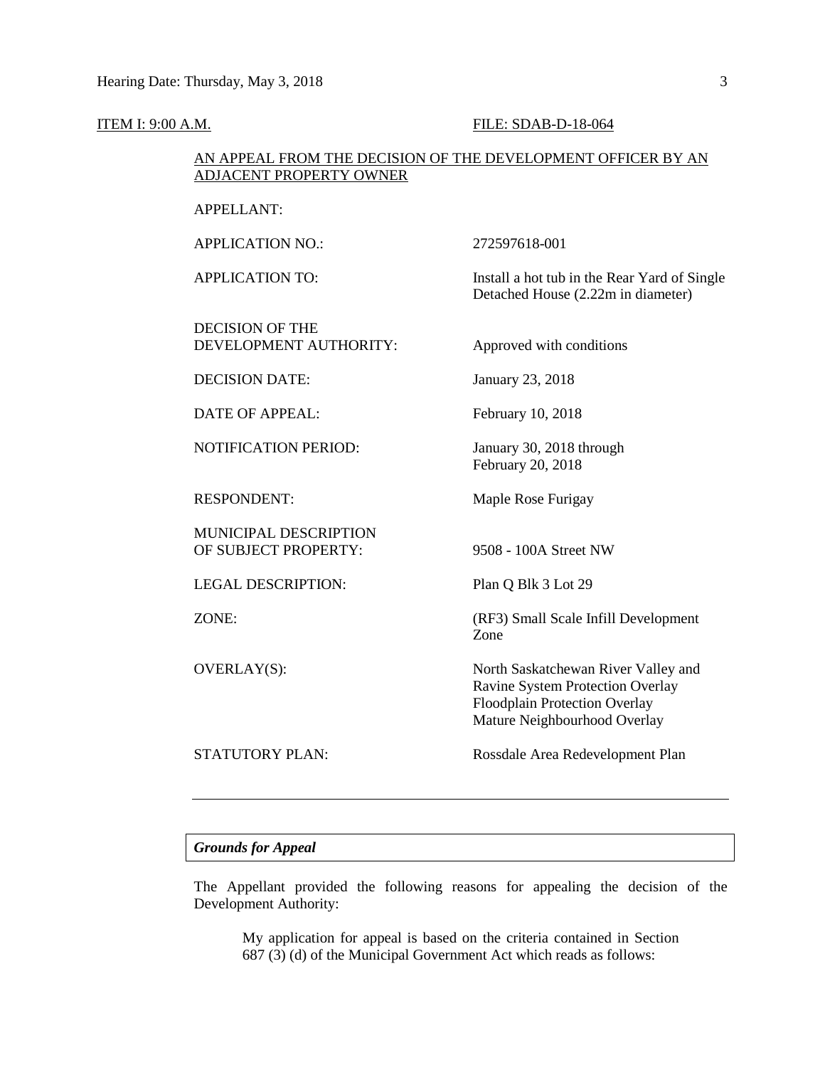ITEM I: 9:00 A.M. FILE: SDAB-D-18-064

AN APPEAL FROM THE DECISION OF THE DEVELOPMENT OFFICER BY AN ADJACENT PROPERTY OWNER

| | |
|---|---|
| APPELLANT: | |
| APPLICATION NO.: | 272597618-001 |
| APPLICATION TO: | Install a hot tub in the Rear Yard of Single Detached House (2.22m in diameter) |
| DECISION OF THE DEVELOPMENT AUTHORITY: | Approved with conditions |
| DECISION DATE: | January 23, 2018 |
| DATE OF APPEAL: | February 10, 2018 |
| NOTIFICATION PERIOD: | January 30, 2018 through February 20, 2018 |
| RESPONDENT: | Maple Rose Furigay |
| MUNICIPAL DESCRIPTION OF SUBJECT PROPERTY: | 9508 - 100A Street NW |
| LEGAL DESCRIPTION: | Plan Q Blk 3 Lot 29 |
| ZONE: | (RF3) Small Scale Infill Development Zone |
| OVERLAY(S): | North Saskatchewan River Valley and Ravine System Protection Overlay<br>Floodplain Protection Overlay<br>Mature Neighbourhood Overlay |
| STATUTORY PLAN: | Rossdale Area Redevelopment Plan |

---

***Grounds for Appeal***

The Appellant provided the following reasons for appealing the decision of the Development Authority:

> My application for appeal is based on the criteria contained in Section 687 (3) (d) of the Municipal Government Act which reads as follows: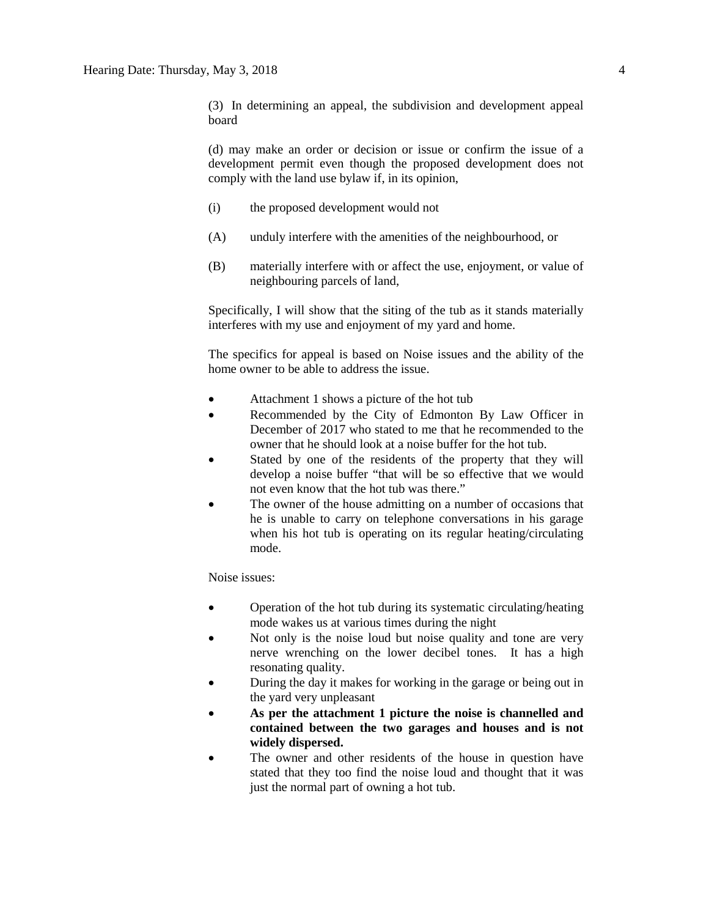(3) In determining an appeal, the subdivision and development appeal board

(d) may make an order or decision or issue or confirm the issue of a development permit even though the proposed development does not comply with the land use bylaw if, in its opinion,

(i) the proposed development would not

(A) unduly interfere with the amenities of the neighbourhood, or

(B) materially interfere with or affect the use, enjoyment, or value of neighbouring parcels of land,

Specifically, I will show that the siting of the tub as it stands materially interferes with my use and enjoyment of my yard and home.

The specifics for appeal is based on Noise issues and the ability of the home owner to be able to address the issue.

- Attachment 1 shows a picture of the hot tub
- Recommended by the City of Edmonton By Law Officer in December of 2017 who stated to me that he recommended to the owner that he should look at a noise buffer for the hot tub.
- Stated by one of the residents of the property that they will develop a noise buffer "that will be so effective that we would not even know that the hot tub was there."
- The owner of the house admitting on a number of occasions that he is unable to carry on telephone conversations in his garage when his hot tub is operating on its regular heating/circulating mode.

Noise issues:

- Operation of the hot tub during its systematic circulating/heating mode wakes us at various times during the night
- Not only is the noise loud but noise quality and tone are very nerve wrenching on the lower decibel tones. It has a high resonating quality.
- During the day it makes for working in the garage or being out in the yard very unpleasant
- **As per the attachment 1 picture the noise is channelled and contained between the two garages and houses and is not widely dispersed.**
- The owner and other residents of the house in question have stated that they too find the noise loud and thought that it was just the normal part of owning a hot tub.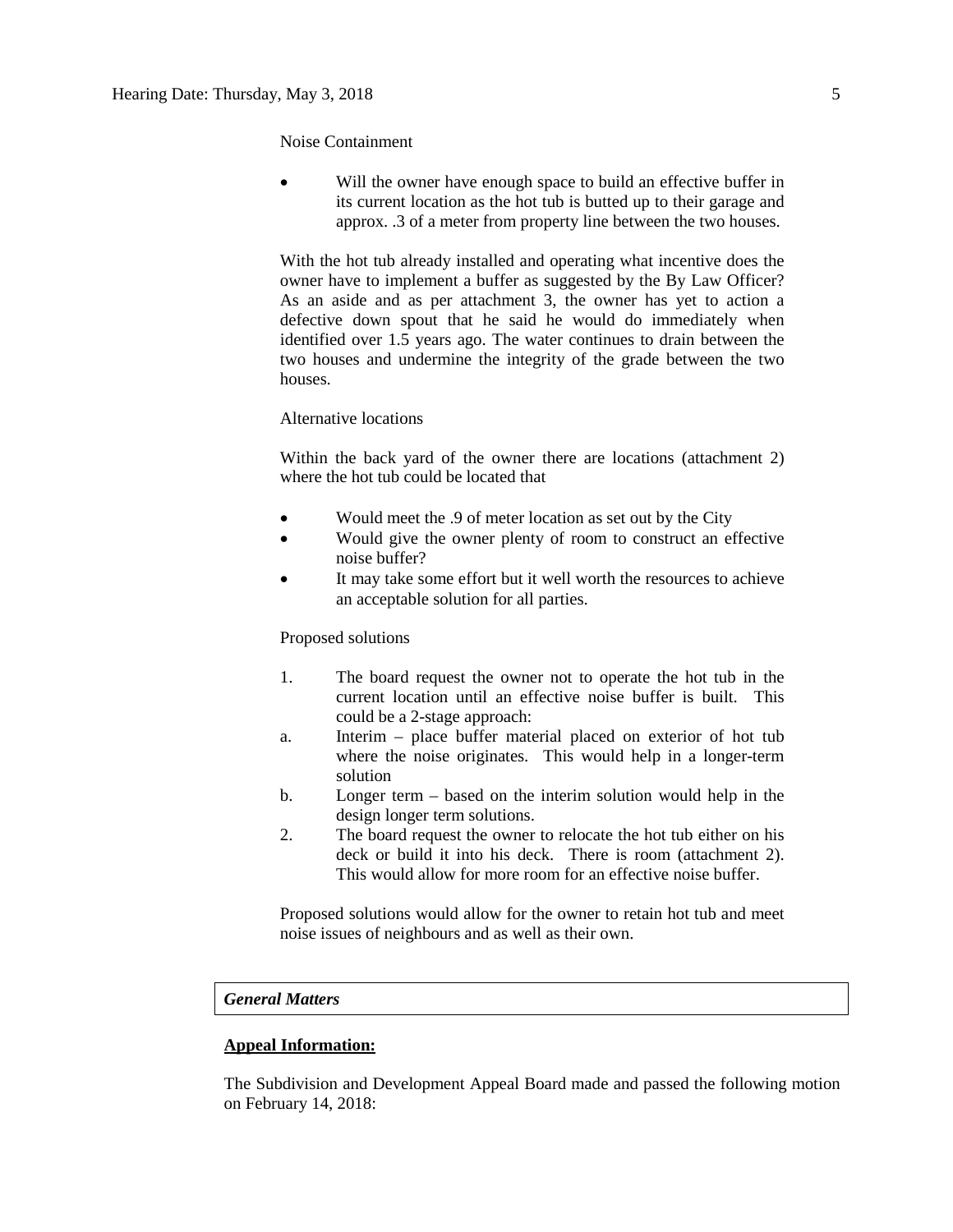Noise Containment

- Will the owner have enough space to build an effective buffer in its current location as the hot tub is butted up to their garage and approx. .3 of a meter from property line between the two houses.

With the hot tub already installed and operating what incentive does the owner have to implement a buffer as suggested by the By Law Officer? As an aside and as per attachment 3, the owner has yet to action a defective down spout that he said he would do immediately when identified over 1.5 years ago. The water continues to drain between the two houses and undermine the integrity of the grade between the two houses.

Alternative locations

Within the back yard of the owner there are locations (attachment 2) where the hot tub could be located that

- Would meet the .9 of meter location as set out by the City
- Would give the owner plenty of room to construct an effective noise buffer?
- It may take some effort but it well worth the resources to achieve an acceptable solution for all parties.

Proposed solutions

1. The board request the owner not to operate the hot tub in the current location until an effective noise buffer is built. This could be a 2-stage approach:
   a. Interim – place buffer material placed on exterior of hot tub where the noise originates. This would help in a longer-term solution
   b. Longer term – based on the interim solution would help in the design longer term solutions.
2. The board request the owner to relocate the hot tub either on his deck or build it into his deck. There is room (attachment 2). This would allow for more room for an effective noise buffer.

Proposed solutions would allow for the owner to retain hot tub and meet noise issues of neighbours and as well as their own.

## *General Matters*

**Appeal Information:**

The Subdivision and Development Appeal Board made and passed the following motion on February 14, 2018: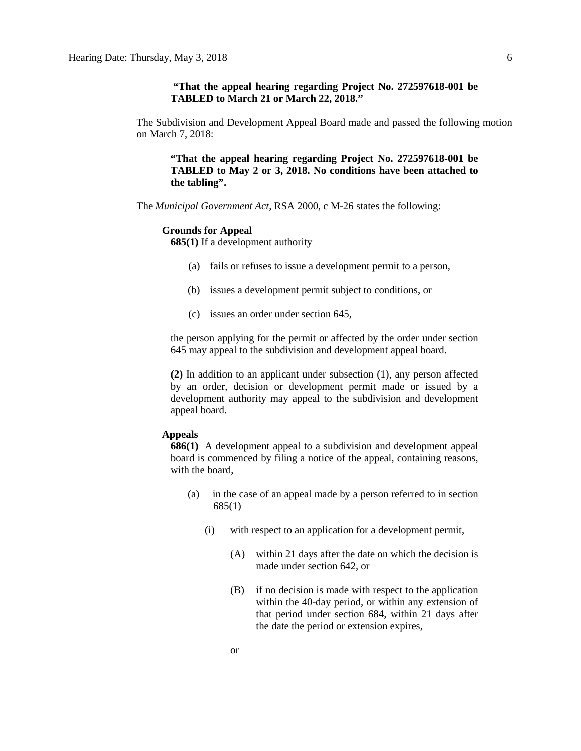**"That the appeal hearing regarding Project No. 272597618-001 be TABLED to March 21 or March 22, 2018."**

The Subdivision and Development Appeal Board made and passed the following motion on March 7, 2018:

**"That the appeal hearing regarding Project No. 272597618-001 be TABLED to May 2 or 3, 2018. No conditions have been attached to the tabling".**

The *Municipal Government Act*, RSA 2000, c M-26 states the following:

**Grounds for Appeal**

**685(1)** If a development authority

(a) fails or refuses to issue a development permit to a person,

(b) issues a development permit subject to conditions, or

(c) issues an order under section 645,

the person applying for the permit or affected by the order under section 645 may appeal to the subdivision and development appeal board.

**(2)** In addition to an applicant under subsection (1), any person affected by an order, decision or development permit made or issued by a development authority may appeal to the subdivision and development appeal board.

**Appeals**

**686(1)** A development appeal to a subdivision and development appeal board is commenced by filing a notice of the appeal, containing reasons, with the board,

(a) in the case of an appeal made by a person referred to in section 685(1)

(i) with respect to an application for a development permit,

(A) within 21 days after the date on which the decision is made under section 642, or

(B) if no decision is made with respect to the application within the 40-day period, or within any extension of that period under section 684, within 21 days after the date the period or extension expires,

or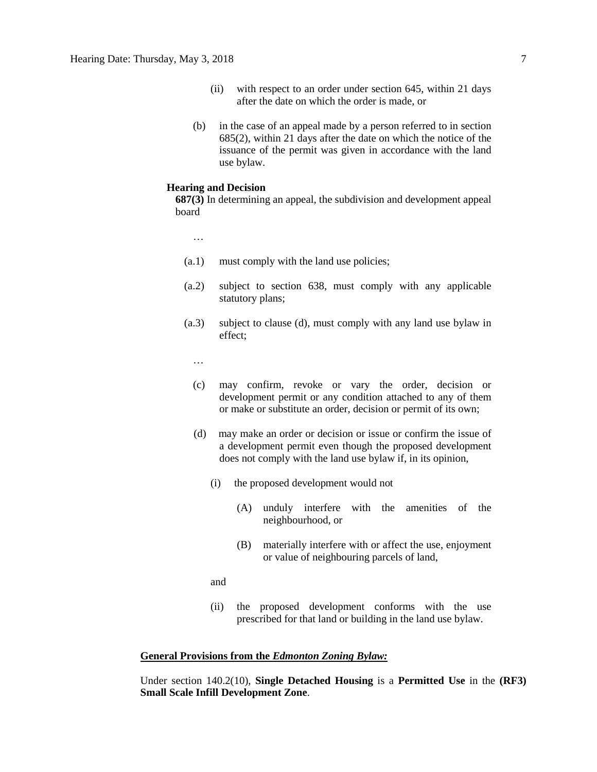(ii) with respect to an order under section 645, within 21 days after the date on which the order is made, or

(b) in the case of an appeal made by a person referred to in section 685(2), within 21 days after the date on which the notice of the issuance of the permit was given in accordance with the land use bylaw.

**Hearing and Decision**

**687(3)** In determining an appeal, the subdivision and development appeal board

…

(a.1) must comply with the land use policies;

(a.2) subject to section 638, must comply with any applicable statutory plans;

(a.3) subject to clause (d), must comply with any land use bylaw in effect;

…

(c) may confirm, revoke or vary the order, decision or development permit or any condition attached to any of them or make or substitute an order, decision or permit of its own;

(d) may make an order or decision or issue or confirm the issue of a development permit even though the proposed development does not comply with the land use bylaw if, in its opinion,

(i) the proposed development would not

(A) unduly interfere with the amenities of the neighbourhood, or

(B) materially interfere with or affect the use, enjoyment or value of neighbouring parcels of land,

and

(ii) the proposed development conforms with the use prescribed for that land or building in the land use bylaw.

**General Provisions from the *Edmonton Zoning Bylaw:***

Under section 140.2(10), **Single Detached Housing** is a **Permitted Use** in the **(RF3) Small Scale Infill Development Zone**.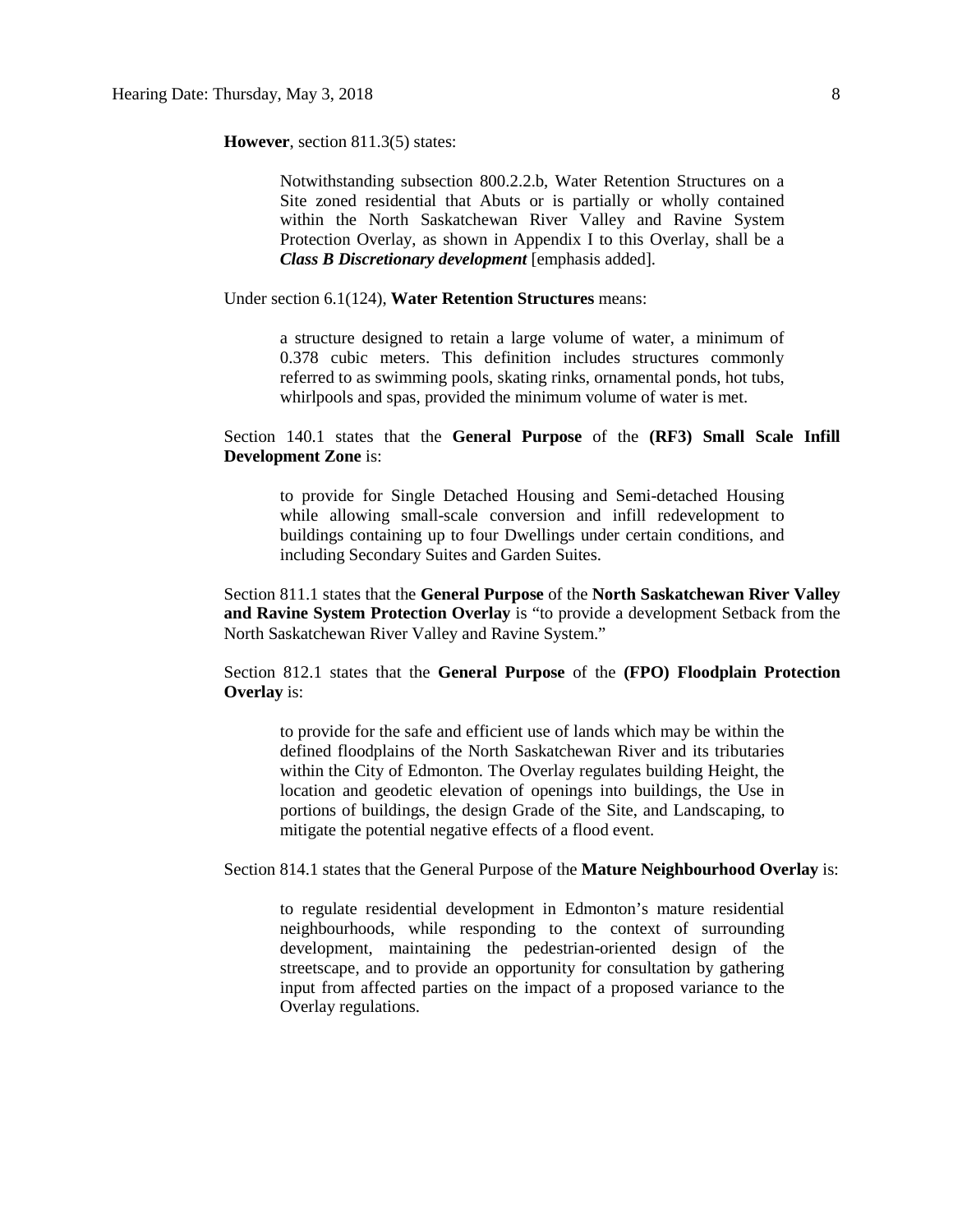**However**, section 811.3(5) states:

> Notwithstanding subsection 800.2.2.b, Water Retention Structures on a Site zoned residential that Abuts or is partially or wholly contained within the North Saskatchewan River Valley and Ravine System Protection Overlay, as shown in Appendix I to this Overlay, shall be a ***Class B Discretionary development*** [emphasis added].

Under section 6.1(124), **Water Retention Structures** means:

> a structure designed to retain a large volume of water, a minimum of 0.378 cubic meters. This definition includes structures commonly referred to as swimming pools, skating rinks, ornamental ponds, hot tubs, whirlpools and spas, provided the minimum volume of water is met.

Section 140.1 states that the **General Purpose** of the **(RF3) Small Scale Infill Development Zone** is:

> to provide for Single Detached Housing and Semi-detached Housing while allowing small-scale conversion and infill redevelopment to buildings containing up to four Dwellings under certain conditions, and including Secondary Suites and Garden Suites.

Section 811.1 states that the **General Purpose** of the **North Saskatchewan River Valley and Ravine System Protection Overlay** is "to provide a development Setback from the North Saskatchewan River Valley and Ravine System."

Section 812.1 states that the **General Purpose** of the **(FPO) Floodplain Protection Overlay** is:

> to provide for the safe and efficient use of lands which may be within the defined floodplains of the North Saskatchewan River and its tributaries within the City of Edmonton. The Overlay regulates building Height, the location and geodetic elevation of openings into buildings, the Use in portions of buildings, the design Grade of the Site, and Landscaping, to mitigate the potential negative effects of a flood event.

Section 814.1 states that the General Purpose of the **Mature Neighbourhood Overlay** is:

> to regulate residential development in Edmonton's mature residential neighbourhoods, while responding to the context of surrounding development, maintaining the pedestrian-oriented design of the streetscape, and to provide an opportunity for consultation by gathering input from affected parties on the impact of a proposed variance to the Overlay regulations.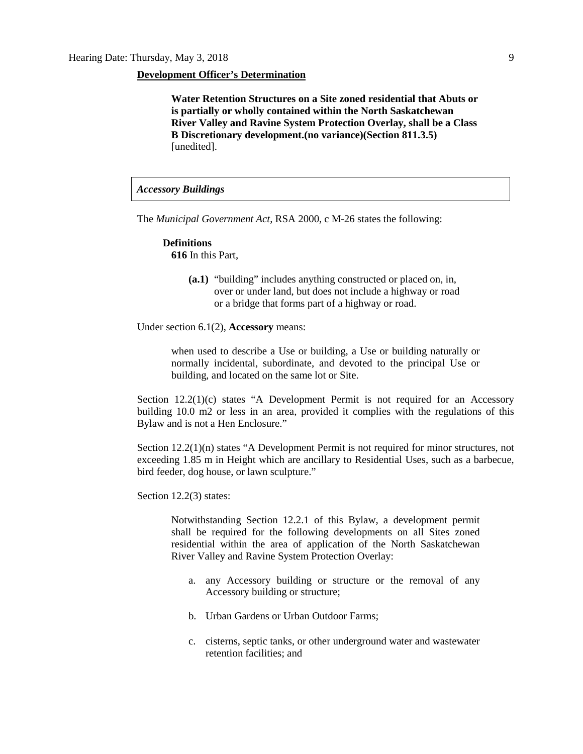**Development Officer's Determination**

> **Water Retention Structures on a Site zoned residential that Abuts or is partially or wholly contained within the North Saskatchewan River Valley and Ravine System Protection Overlay, shall be a Class B Discretionary development.(no variance)(Section 811.3.5)** [unedited].

### *Accessory Buildings*

The *Municipal Government Act*, RSA 2000, c M-26 states the following:

> **Definitions**
>
> **616** In this Part,
>
> > **(a.1)** "building" includes anything constructed or placed on, in, over or under land, but does not include a highway or road or a bridge that forms part of a highway or road.

Under section 6.1(2), **Accessory** means:

> when used to describe a Use or building, a Use or building naturally or normally incidental, subordinate, and devoted to the principal Use or building, and located on the same lot or Site.

Section 12.2(1)(c) states "A Development Permit is not required for an Accessory building 10.0 m2 or less in an area, provided it complies with the regulations of this Bylaw and is not a Hen Enclosure."

Section 12.2(1)(n) states "A Development Permit is not required for minor structures, not exceeding 1.85 m in Height which are ancillary to Residential Uses, such as a barbecue, bird feeder, dog house, or lawn sculpture."

Section 12.2(3) states:

> Notwithstanding Section 12.2.1 of this Bylaw, a development permit shall be required for the following developments on all Sites zoned residential within the area of application of the North Saskatchewan River Valley and Ravine System Protection Overlay:
>
> a. any Accessory building or structure or the removal of any Accessory building or structure;
>
> b. Urban Gardens or Urban Outdoor Farms;
>
> c. cisterns, septic tanks, or other underground water and wastewater retention facilities; and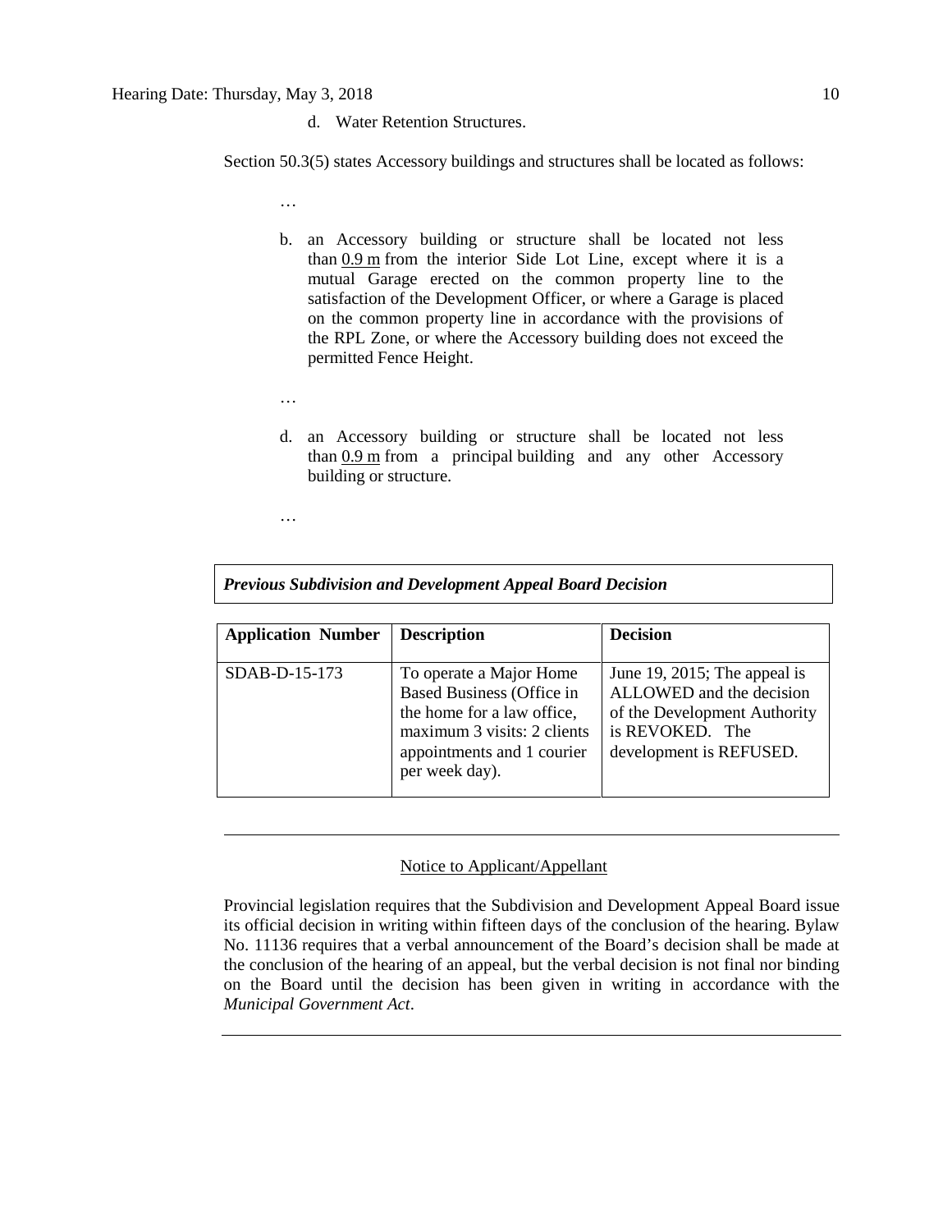d. Water Retention Structures.

Section 50.3(5) states Accessory buildings and structures shall be located as follows:

…

b. an Accessory building or structure shall be located not less than 0.9 m from the interior Side Lot Line, except where it is a mutual Garage erected on the common property line to the satisfaction of the Development Officer, or where a Garage is placed on the common property line in accordance with the provisions of the RPL Zone, or where the Accessory building does not exceed the permitted Fence Height.

…

d. an Accessory building or structure shall be located not less than 0.9 m from a principal building and any other Accessory building or structure.

…

***Previous Subdivision and Development Appeal Board Decision***

| Application Number | Description | Decision |
|---|---|---|
| SDAB-D-15-173 | To operate a Major Home Based Business (Office in the home for a law office, maximum 3 visits: 2 clients appointments and 1 courier per week day). | June 19, 2015; The appeal is ALLOWED and the decision of the Development Authority is REVOKED. The development is REFUSED. |

---

Notice to Applicant/Appellant

Provincial legislation requires that the Subdivision and Development Appeal Board issue its official decision in writing within fifteen days of the conclusion of the hearing. Bylaw No. 11136 requires that a verbal announcement of the Board's decision shall be made at the conclusion of the hearing of an appeal, but the verbal decision is not final nor binding on the Board until the decision has been given in writing in accordance with the *Municipal Government Act*.

---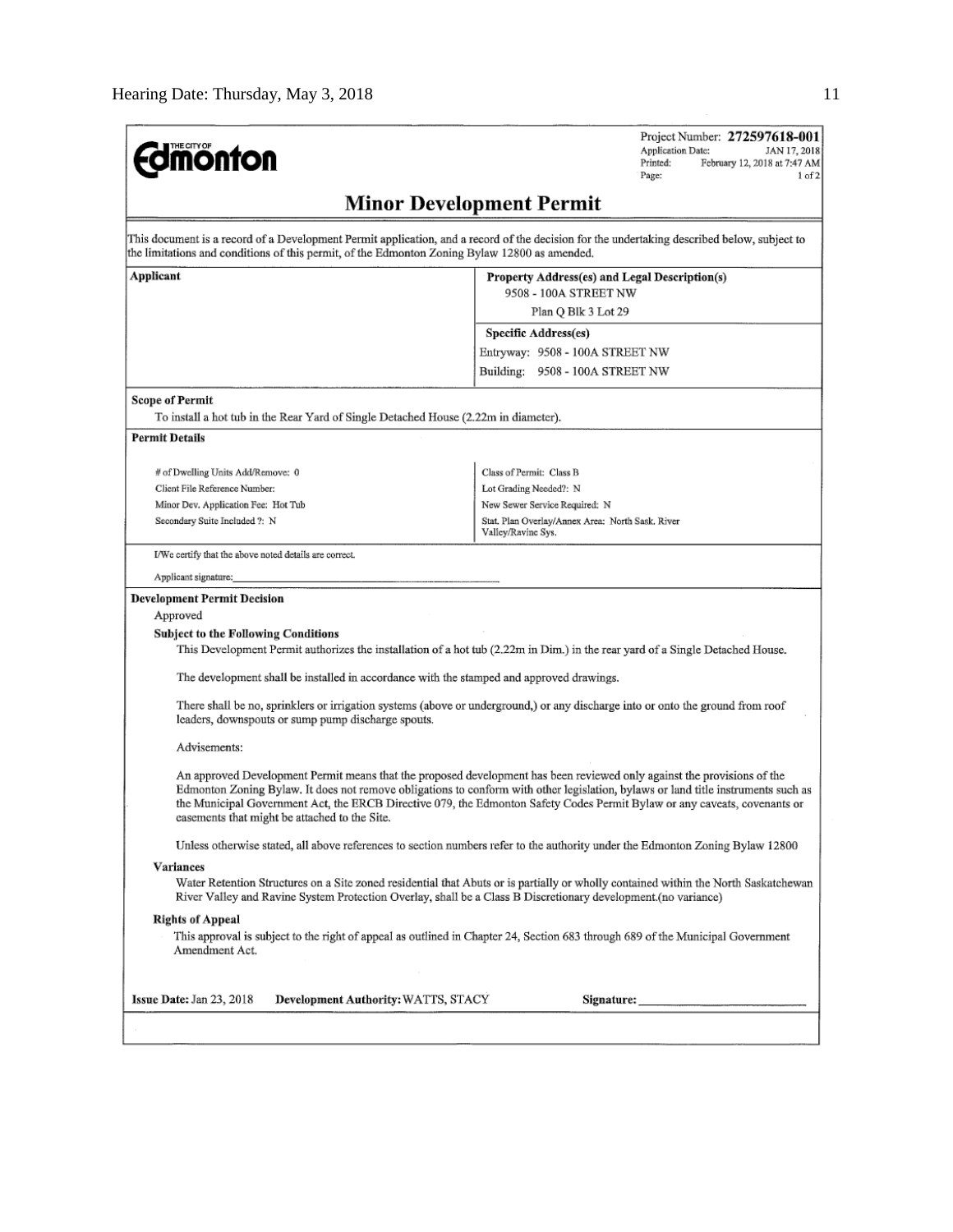THE CITY OF **Edmonton**

Project Number: **272597618-001**
Application Date: JAN 17, 2018
Printed: February 12, 2018 at 7:47 AM
Page: 1 of 2

## Minor Development Permit

This document is a record of a Development Permit application, and a record of the decision for the undertaking described below, subject to the limitations and conditions of this permit, of the Edmonton Zoning Bylaw 12800 as amended.

| **Applicant** | **Property Address(es) and Legal Description(s)** |
|---|---|
| | 9508 - 100A STREET NW |
| | Plan Q Blk 3 Lot 29 |
| | **Specific Address(es)** |
| | Entryway: 9508 - 100A STREET NW |
| | Building: 9508 - 100A STREET NW |

**Scope of Permit**

To install a hot tub in the Rear Yard of Single Detached House (2.22m in diameter).

**Permit Details**

| | |
|---|---|
| # of Dwelling Units Add/Remove: 0 | Class of Permit: Class B |
| Client File Reference Number: | Lot Grading Needed?: N |
| Minor Dev. Application Fee: Hot Tub | New Sewer Service Required: N |
| Secondary Suite Included ?: N | Stat. Plan Overlay/Annex Area: North Sask. River Valley/Ravine Sys. |

I/We certify that the above noted details are correct.

Applicant signature: ______________________________

**Development Permit Decision**

Approved

**Subject to the Following Conditions**

This Development Permit authorizes the installation of a hot tub (2.22m in Dim.) in the rear yard of a Single Detached House.

The development shall be installed in accordance with the stamped and approved drawings.

There shall be no, sprinklers or irrigation systems (above or underground,) or any discharge into or onto the ground from roof leaders, downspouts or sump pump discharge spouts.

Advisements:

An approved Development Permit means that the proposed development has been reviewed only against the provisions of the Edmonton Zoning Bylaw. It does not remove obligations to conform with other legislation, bylaws or land title instruments such as the Municipal Government Act, the ERCB Directive 079, the Edmonton Safety Codes Permit Bylaw or any caveats, covenants or easements that might be attached to the Site.

Unless otherwise stated, all above references to section numbers refer to the authority under the Edmonton Zoning Bylaw 12800

**Variances**

Water Retention Structures on a Site zoned residential that Abuts or is partially or wholly contained within the North Saskatchewan River Valley and Ravine System Protection Overlay, shall be a Class B Discretionary development.(no variance)

**Rights of Appeal**

This approval is subject to the right of appeal as outlined in Chapter 24, Section 683 through 689 of the Municipal Government Amendment Act.

**Issue Date:** Jan 23, 2018 **Development Authority:** WATTS, STACY **Signature:** ______________________________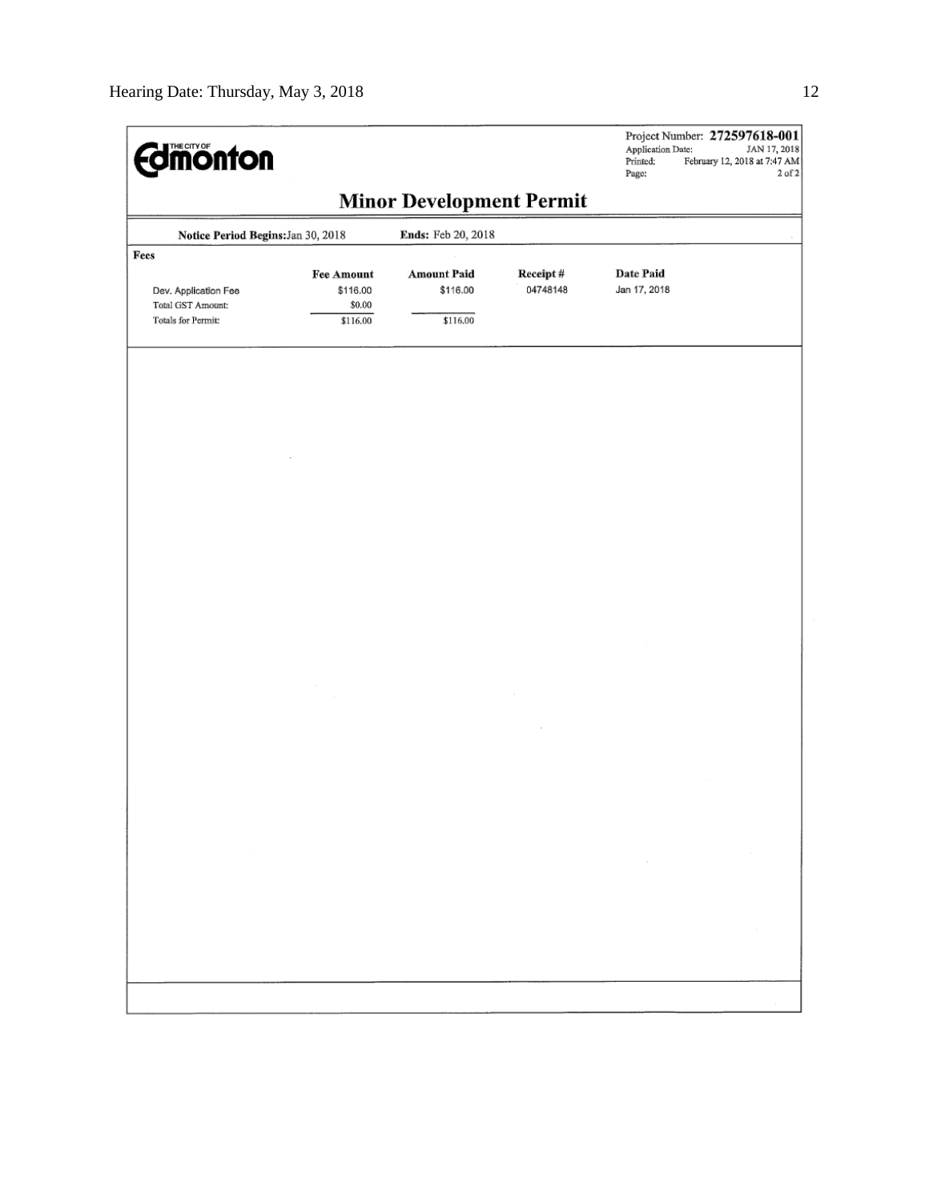Project Number: **272597618-001**
Application Date: JAN 17, 2018
Printed: February 12, 2018 at 7:47 AM
Page: 2 of 2

THE CITY OF **Edmonton**

# Minor Development Permit

**Notice Period Begins:** Jan 30, 2018 **Ends:** Feb 20, 2018

**Fees**

| | Fee Amount | Amount Paid | Receipt # | Date Paid |
|---|---|---|---|---|
| Dev. Application Fee | $116.00 | $116.00 | 04748148 | Jan 17, 2018 |
| Total GST Amount: | $0.00 | | | |
| Totals for Permit: | $116.00 | $116.00 | | |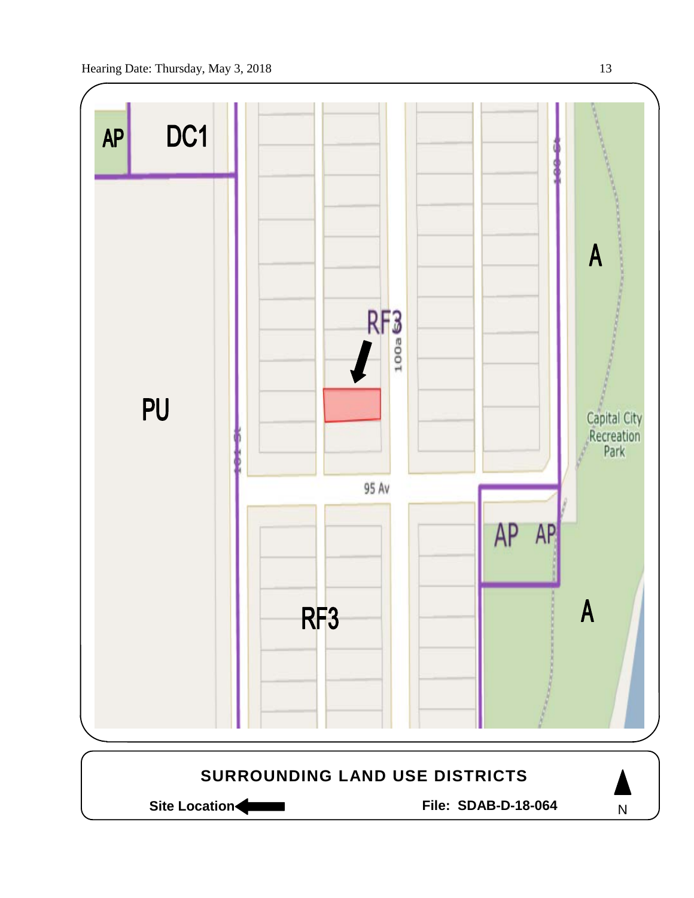AP DC1

PU

RF3

100a St

101 St

100 St

95 Av

A

Capital City Recreation Park

AP AP

RF3

A

**SURROUNDING LAND USE DISTRICTS**

**Site Location** ← **File: SDAB-D-18-064** N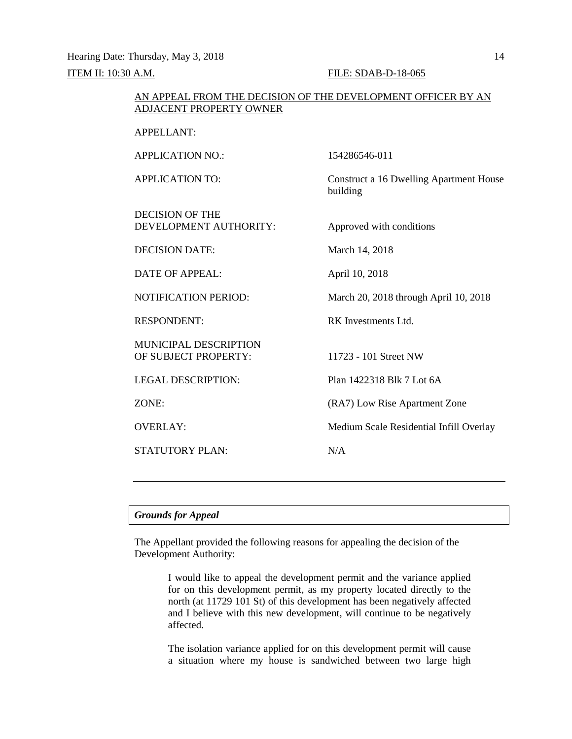ITEM II: 10:30 A.M. FILE: SDAB-D-18-065

AN APPEAL FROM THE DECISION OF THE DEVELOPMENT OFFICER BY AN ADJACENT PROPERTY OWNER

| | |
|---|---|
| APPELLANT: | |
| APPLICATION NO.: | 154286546-011 |
| APPLICATION TO: | Construct a 16 Dwelling Apartment House building |
| DECISION OF THE DEVELOPMENT AUTHORITY: | Approved with conditions |
| DECISION DATE: | March 14, 2018 |
| DATE OF APPEAL: | April 10, 2018 |
| NOTIFICATION PERIOD: | March 20, 2018 through April 10, 2018 |
| RESPONDENT: | RK Investments Ltd. |
| MUNICIPAL DESCRIPTION OF SUBJECT PROPERTY: | 11723 - 101 Street NW |
| LEGAL DESCRIPTION: | Plan 1422318 Blk 7 Lot 6A |
| ZONE: | (RA7) Low Rise Apartment Zone |
| OVERLAY: | Medium Scale Residential Infill Overlay |
| STATUTORY PLAN: | N/A |

---

***Grounds for Appeal***

The Appellant provided the following reasons for appealing the decision of the Development Authority:

> I would like to appeal the development permit and the variance applied for on this development permit, as my property located directly to the north (at 11729 101 St) of this development has been negatively affected and I believe with this new development, will continue to be negatively affected.
>
> The isolation variance applied for on this development permit will cause a situation where my house is sandwiched between two large high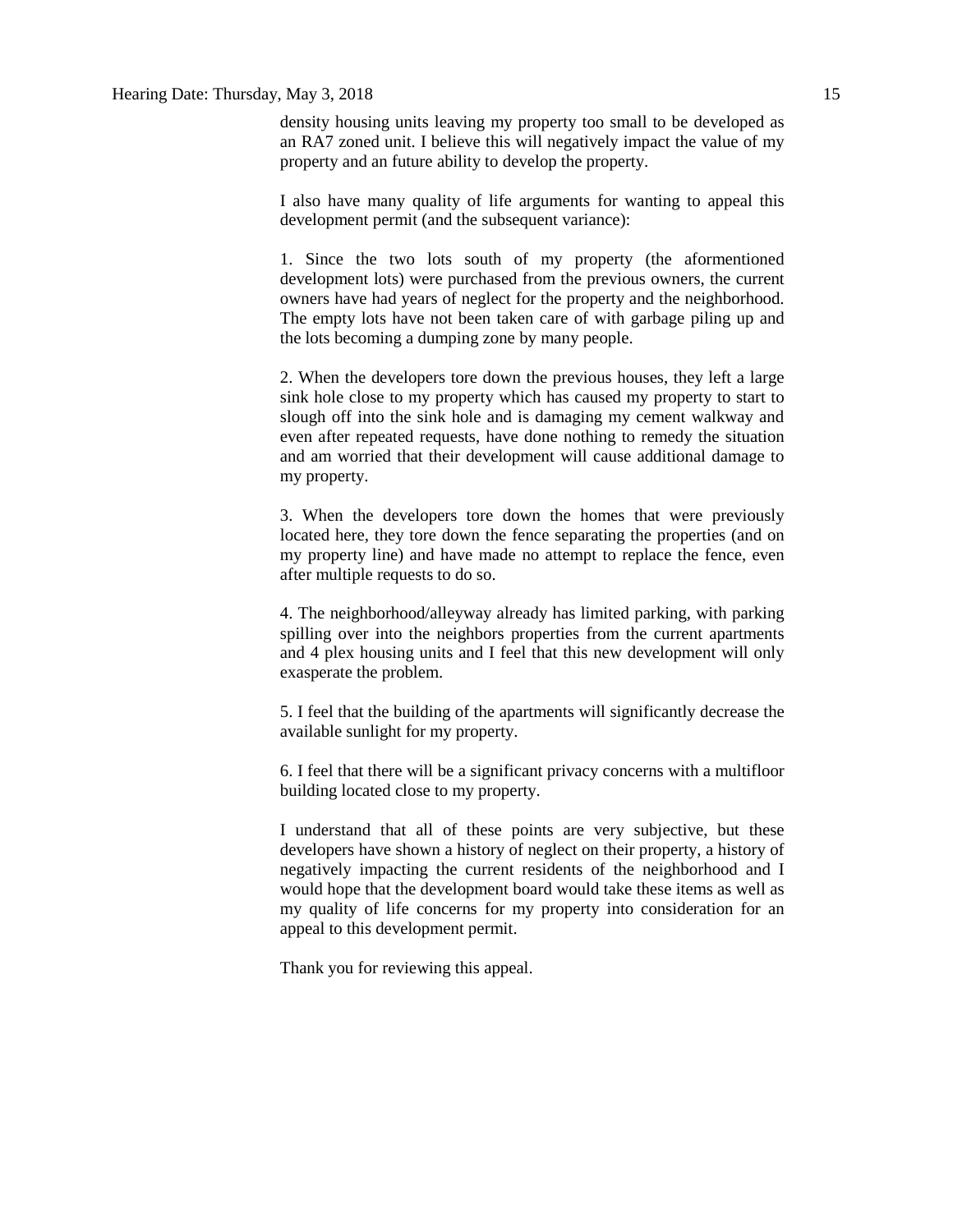density housing units leaving my property too small to be developed as an RA7 zoned unit. I believe this will negatively impact the value of my property and an future ability to develop the property.

I also have many quality of life arguments for wanting to appeal this development permit (and the subsequent variance):

1. Since the two lots south of my property (the aforementioned development lots) were purchased from the previous owners, the current owners have had years of neglect for the property and the neighborhood. The empty lots have not been taken care of with garbage piling up and the lots becoming a dumping zone by many people.

2. When the developers tore down the previous houses, they left a large sink hole close to my property which has caused my property to start to slough off into the sink hole and is damaging my cement walkway and even after repeated requests, have done nothing to remedy the situation and am worried that their development will cause additional damage to my property.

3. When the developers tore down the homes that were previously located here, they tore down the fence separating the properties (and on my property line) and have made no attempt to replace the fence, even after multiple requests to do so.

4. The neighborhood/alleyway already has limited parking, with parking spilling over into the neighbors properties from the current apartments and 4 plex housing units and I feel that this new development will only exasperate the problem.

5. I feel that the building of the apartments will significantly decrease the available sunlight for my property.

6. I feel that there will be a significant privacy concerns with a multifloor building located close to my property.

I understand that all of these points are very subjective, but these developers have shown a history of neglect on their property, a history of negatively impacting the current residents of the neighborhood and I would hope that the development board would take these items as well as my quality of life concerns for my property into consideration for an appeal to this development permit.

Thank you for reviewing this appeal.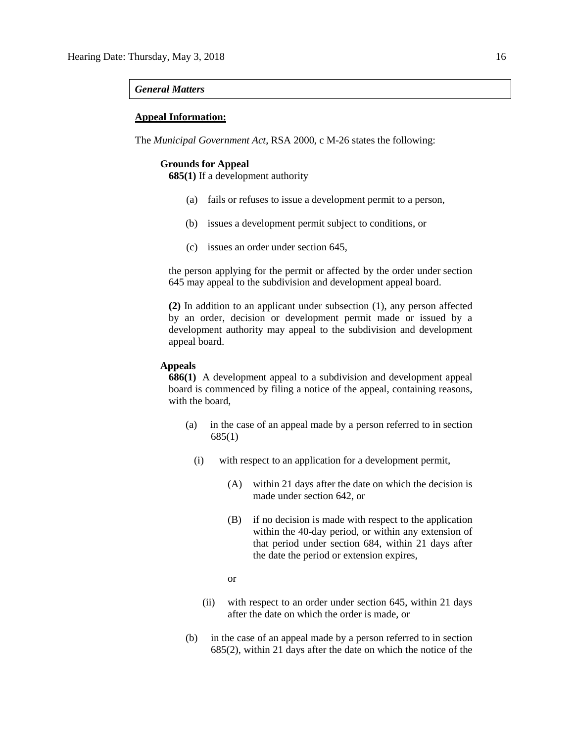***General Matters***

**Appeal Information:**

The *Municipal Government Act*, RSA 2000, c M-26 states the following:

**Grounds for Appeal**

**685(1)** If a development authority

(a) fails or refuses to issue a development permit to a person,

(b) issues a development permit subject to conditions, or

(c) issues an order under section 645,

the person applying for the permit or affected by the order under section 645 may appeal to the subdivision and development appeal board.

**(2)** In addition to an applicant under subsection (1), any person affected by an order, decision or development permit made or issued by a development authority may appeal to the subdivision and development appeal board.

**Appeals**

**686(1)** A development appeal to a subdivision and development appeal board is commenced by filing a notice of the appeal, containing reasons, with the board,

(a) in the case of an appeal made by a person referred to in section 685(1)

(i) with respect to an application for a development permit,

(A) within 21 days after the date on which the decision is made under section 642, or

(B) if no decision is made with respect to the application within the 40-day period, or within any extension of that period under section 684, within 21 days after the date the period or extension expires,

or

(ii) with respect to an order under section 645, within 21 days after the date on which the order is made, or

(b) in the case of an appeal made by a person referred to in section 685(2), within 21 days after the date on which the notice of the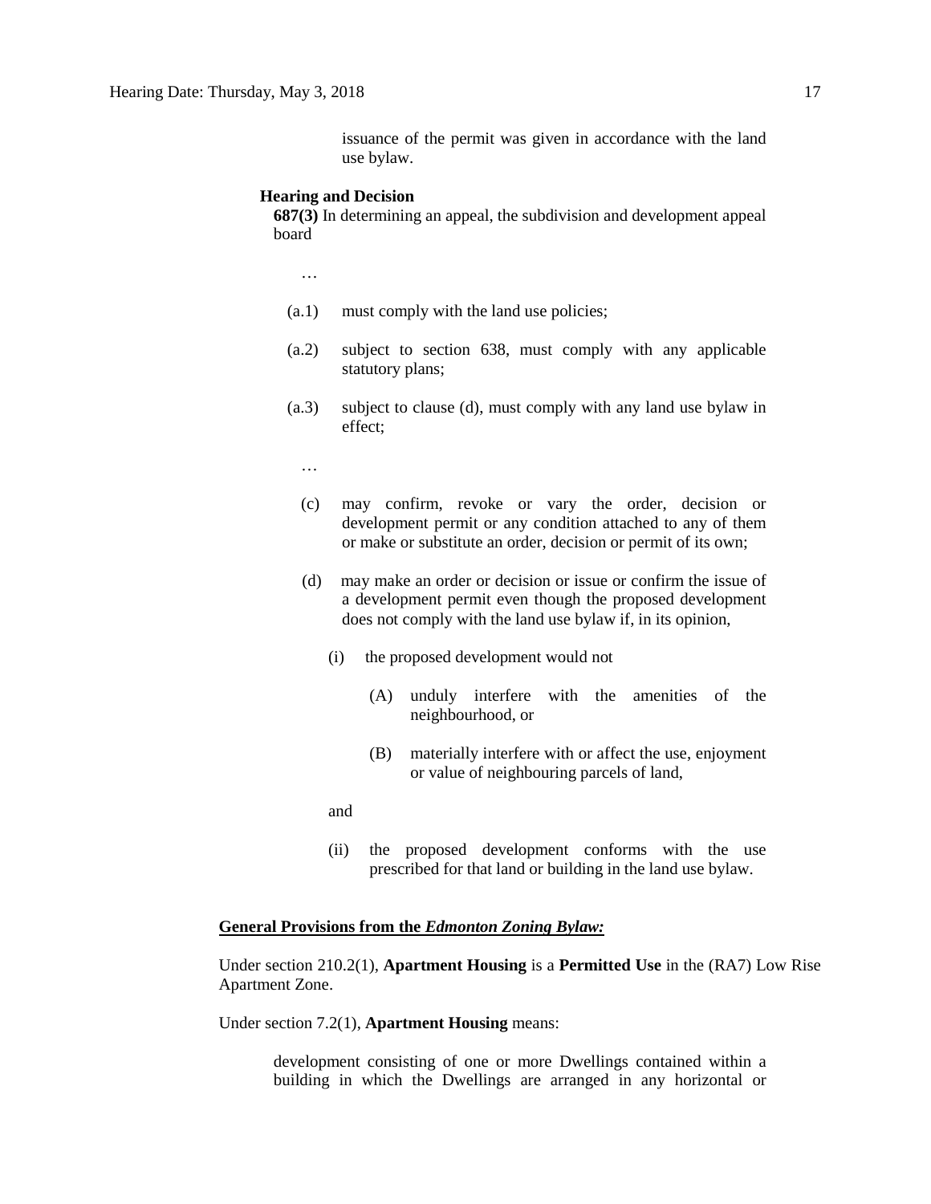issuance of the permit was given in accordance with the land use bylaw.

**Hearing and Decision**

**687(3)** In determining an appeal, the subdivision and development appeal board

…

(a.1) must comply with the land use policies;

(a.2) subject to section 638, must comply with any applicable statutory plans;

(a.3) subject to clause (d), must comply with any land use bylaw in effect;

…

(c) may confirm, revoke or vary the order, decision or development permit or any condition attached to any of them or make or substitute an order, decision or permit of its own;

(d) may make an order or decision or issue or confirm the issue of a development permit even though the proposed development does not comply with the land use bylaw if, in its opinion,

(i) the proposed development would not

(A) unduly interfere with the amenities of the neighbourhood, or

(B) materially interfere with or affect the use, enjoyment or value of neighbouring parcels of land,

and

(ii) the proposed development conforms with the use prescribed for that land or building in the land use bylaw.

**General Provisions from the *Edmonton Zoning Bylaw:***

Under section 210.2(1), **Apartment Housing** is a **Permitted Use** in the (RA7) Low Rise Apartment Zone.

Under section 7.2(1), **Apartment Housing** means:

> development consisting of one or more Dwellings contained within a building in which the Dwellings are arranged in any horizontal or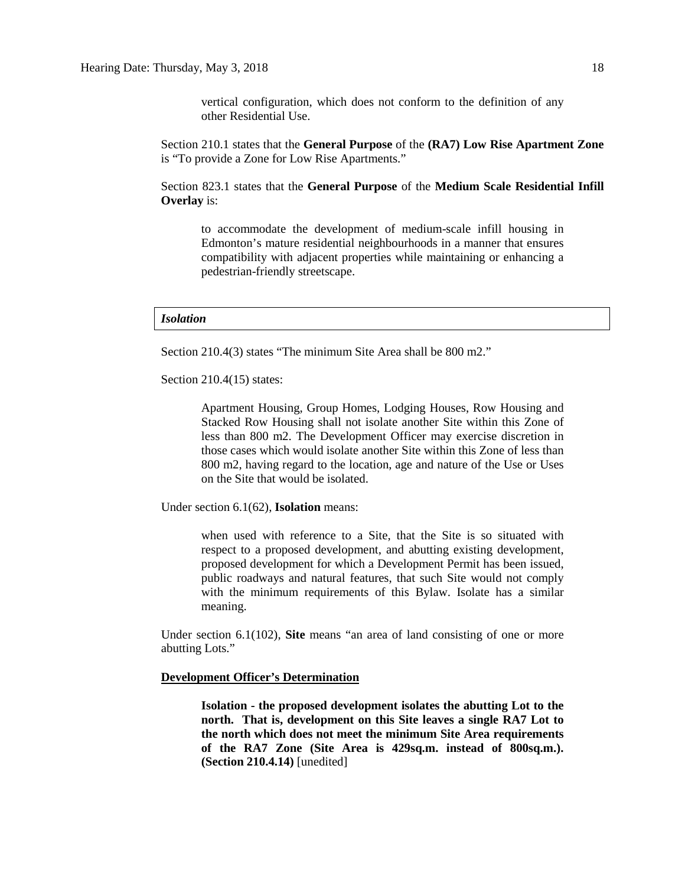> vertical configuration, which does not conform to the definition of any other Residential Use.

Section 210.1 states that the **General Purpose** of the **(RA7) Low Rise Apartment Zone** is "To provide a Zone for Low Rise Apartments."

Section 823.1 states that the **General Purpose** of the **Medium Scale Residential Infill Overlay** is:

> to accommodate the development of medium-scale infill housing in Edmonton's mature residential neighbourhoods in a manner that ensures compatibility with adjacent properties while maintaining or enhancing a pedestrian-friendly streetscape.

***Isolation***

Section 210.4(3) states "The minimum Site Area shall be 800 m2."

Section 210.4(15) states:

> Apartment Housing, Group Homes, Lodging Houses, Row Housing and Stacked Row Housing shall not isolate another Site within this Zone of less than 800 m2. The Development Officer may exercise discretion in those cases which would isolate another Site within this Zone of less than 800 m2, having regard to the location, age and nature of the Use or Uses on the Site that would be isolated.

Under section 6.1(62), **Isolation** means:

> when used with reference to a Site, that the Site is so situated with respect to a proposed development, and abutting existing development, proposed development for which a Development Permit has been issued, public roadways and natural features, that such Site would not comply with the minimum requirements of this Bylaw. Isolate has a similar meaning.

Under section 6.1(102), **Site** means "an area of land consisting of one or more abutting Lots."

**Development Officer's Determination**

> **Isolation - the proposed development isolates the abutting Lot to the north. That is, development on this Site leaves a single RA7 Lot to the north which does not meet the minimum Site Area requirements of the RA7 Zone (Site Area is 429sq.m. instead of 800sq.m.). (Section 210.4.14)** [unedited]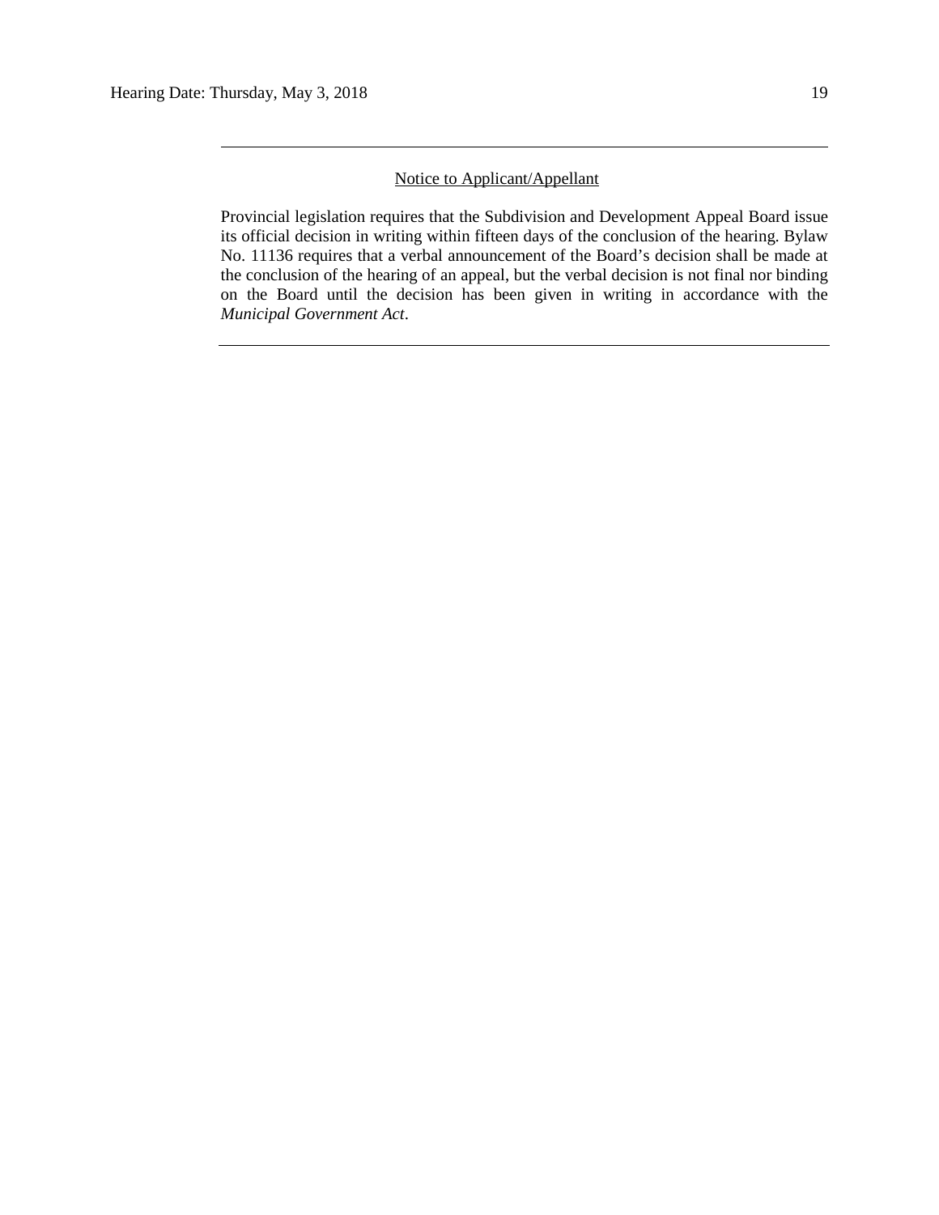---

Notice to Applicant/Appellant

Provincial legislation requires that the Subdivision and Development Appeal Board issue its official decision in writing within fifteen days of the conclusion of the hearing. Bylaw No. 11136 requires that a verbal announcement of the Board's decision shall be made at the conclusion of the hearing of an appeal, but the verbal decision is not final nor binding on the Board until the decision has been given in writing in accordance with the *Municipal Government Act*.

---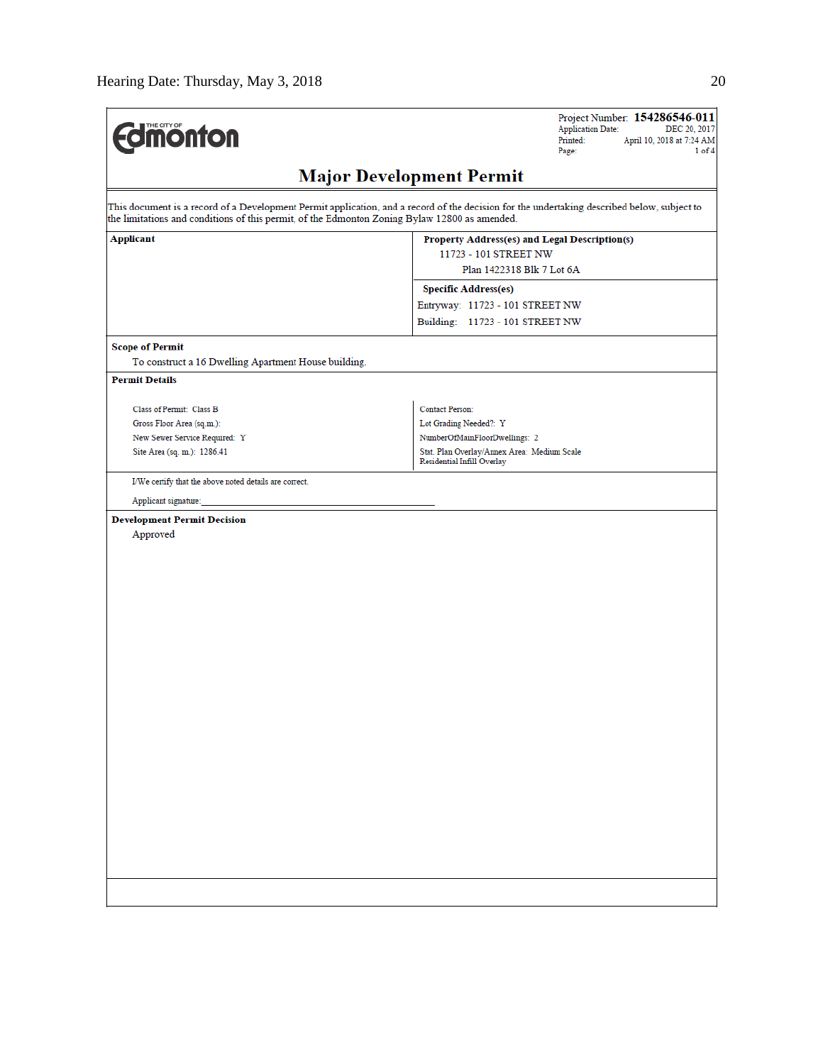THE CITY OF Edmonton

Project Number: **154286546-011**
Application Date: DEC 20, 2017
Printed: April 10, 2018 at 7:24 AM
Page: 1 of 4

# Major Development Permit

This document is a record of a Development Permit application, and a record of the decision for the undertaking described below, subject to the limitations and conditions of this permit, of the Edmonton Zoning Bylaw 12800 as amended.

| **Applicant** | **Property Address(es) and Legal Description(s)** |
|---|---|
| | 11723 - 101 STREET NW |
| | Plan 1422318 Blk 7 Lot 6A |
| | **Specific Address(es)** |
| | Entryway: 11723 - 101 STREET NW |
| | Building: 11723 - 101 STREET NW |

**Scope of Permit**

To construct a 16 Dwelling Apartment House building.

**Permit Details**

| | |
|---|---|
| Class of Permit: Class B | Contact Person: |
| Gross Floor Area (sq.m.): | Lot Grading Needed?: Y |
| New Sewer Service Required: Y | NumberOfMainFloorDwellings: 2 |
| Site Area (sq. m.): 1286.41 | Stat. Plan Overlay/Annex Area: Medium Scale Residential Infill Overlay |

I/We certify that the above noted details are correct.

Applicant signature:______________________________

**Development Permit Decision**

Approved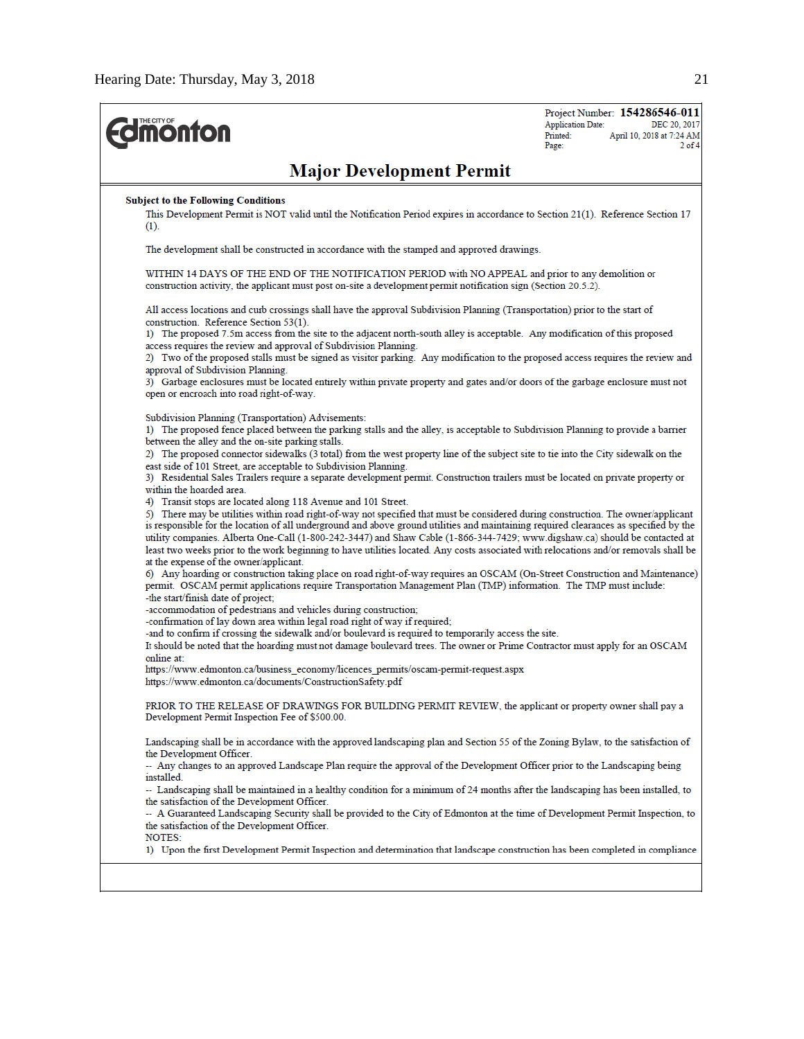THE CITY OF Edmonton

Project Number: **154286546-011**
Application Date: DEC 20, 2017
Printed: April 10, 2018 at 7:24 AM

## Major Development Permit

**Subject to the Following Conditions**

This Development Permit is NOT valid until the Notification Period expires in accordance to Section 21(1). Reference Section 17 (1).

The development shall be constructed in accordance with the stamped and approved drawings.

WITHIN 14 DAYS OF THE END OF THE NOTIFICATION PERIOD with NO APPEAL and prior to any demolition or construction activity, the applicant must post on-site a development permit notification sign (Section 20.5.2).

All access locations and curb crossings shall have the approval Subdivision Planning (Transportation) prior to the start of construction. Reference Section 53(1).
1) The proposed 7.5m access from the site to the adjacent north-south alley is acceptable. Any modification of this proposed access requires the review and approval of Subdivision Planning.
2) Two of the proposed stalls must be signed as visitor parking. Any modification to the proposed access requires the review and approval of Subdivision Planning.
3) Garbage enclosures must be located entirely within private property and gates and/or doors of the garbage enclosure must not open or encroach into road right-of-way.

Subdivision Planning (Transportation) Advisements:
1) The proposed fence placed between the parking stalls and the alley, is acceptable to Subdivision Planning to provide a barrier between the alley and the on-site parking stalls.
2) The proposed connector sidewalks (3 total) from the west property line of the subject site to tie into the City sidewalk on the east side of 101 Street, are acceptable to Subdivision Planning.
3) Residential Sales Trailers require a separate development permit. Construction trailers must be located on private property or within the hoarded area.
4) Transit stops are located along 118 Avenue and 101 Street.
5) There may be utilities within road right-of-way not specified that must be considered during construction. The owner/applicant is responsible for the location of all underground and above ground utilities and maintaining required clearances as specified by the utility companies. Alberta One-Call (1-800-242-3447) and Shaw Cable (1-866-344-7429; www.digshaw.ca) should be contacted at least two weeks prior to the work beginning to have utilities located. Any costs associated with relocations and/or removals shall be at the expense of the owner/applicant.
6) Any hoarding or construction taking place on road right-of-way requires an OSCAM (On-Street Construction and Maintenance) permit. OSCAM permit applications require Transportation Management Plan (TMP) information. The TMP must include:
-the start/finish date of project;
-accommodation of pedestrians and vehicles during construction;
-confirmation of lay down area within legal road right of way if required;
-and to confirm if crossing the sidewalk and/or boulevard is required to temporarily access the site.
It should be noted that the hoarding must not damage boulevard trees. The owner or Prime Contractor must apply for an OSCAM online at:
https://www.edmonton.ca/business_economy/licences_permits/oscam-permit-request.aspx
https://www.edmonton.ca/documents/ConstructionSafety.pdf

PRIOR TO THE RELEASE OF DRAWINGS FOR BUILDING PERMIT REVIEW, the applicant or property owner shall pay a Development Permit Inspection Fee of $500.00.

Landscaping shall be in accordance with the approved landscaping plan and Section 55 of the Zoning Bylaw, to the satisfaction of the Development Officer.
-- Any changes to an approved Landscape Plan require the approval of the Development Officer prior to the Landscaping being installed.
-- Landscaping shall be maintained in a healthy condition for a minimum of 24 months after the landscaping has been installed, to the satisfaction of the Development Officer.
-- A Guaranteed Landscaping Security shall be provided to the City of Edmonton at the time of Development Permit Inspection, to the satisfaction of the Development Officer.
NOTES:
1) Upon the first Development Permit Inspection and determination that landscape construction has been completed in compliance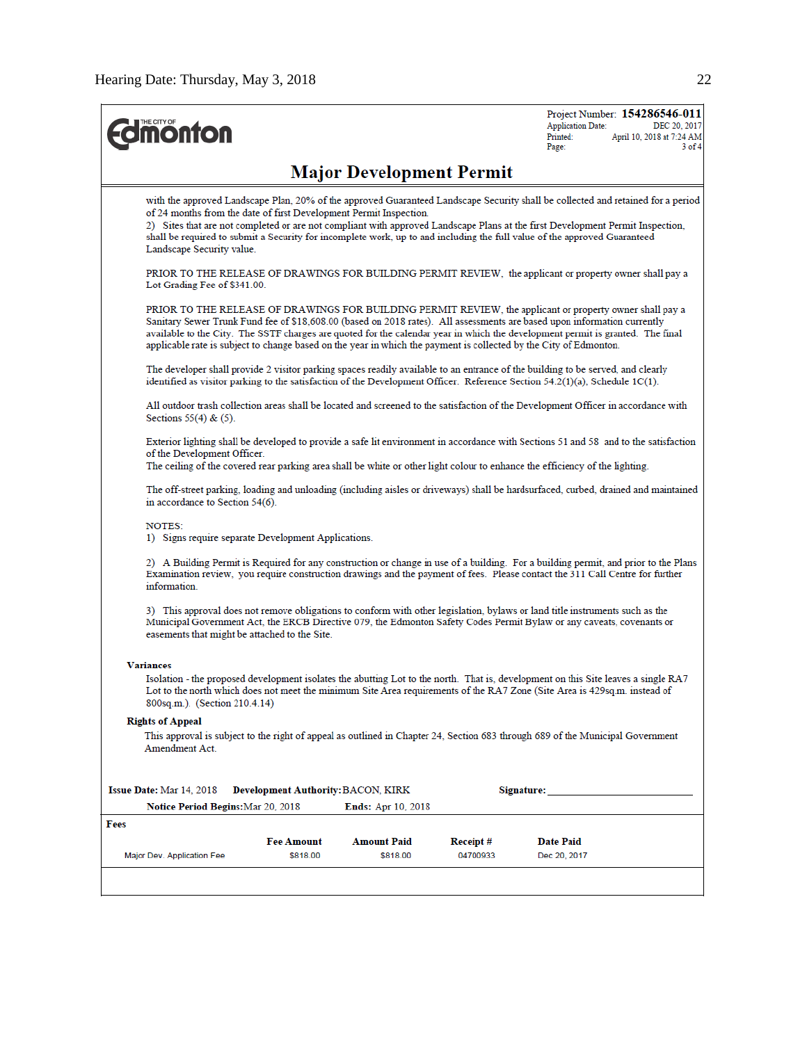**The City of Edmonton**

Project Number: **154286546-011**
Application Date: DEC 20, 2017
Printed: April 10, 2018 at 7:24 AM
Page: 3 of 4

# Major Development Permit

with the approved Landscape Plan, 20% of the approved Guaranteed Landscape Security shall be collected and retained for a period of 24 months from the date of first Development Permit Inspection.
2) Sites that are not completed or are not compliant with approved Landscape Plans at the first Development Permit Inspection, shall be required to submit a Security for incomplete work, up to and including the full value of the approved Guaranteed Landscape Security value.

PRIOR TO THE RELEASE OF DRAWINGS FOR BUILDING PERMIT REVIEW, the applicant or property owner shall pay a Lot Grading Fee of $341.00.

PRIOR TO THE RELEASE OF DRAWINGS FOR BUILDING PERMIT REVIEW, the applicant or property owner shall pay a Sanitary Sewer Trunk Fund fee of $18,608.00 (based on 2018 rates). All assessments are based upon information currently available to the City. The SSTF charges are quoted for the calendar year in which the development permit is granted. The final applicable rate is subject to change based on the year in which the payment is collected by the City of Edmonton.

The developer shall provide 2 visitor parking spaces readily available to an entrance of the building to be served, and clearly identified as visitor parking to the satisfaction of the Development Officer. Reference Section 54.2(1)(a), Schedule 1C(1).

All outdoor trash collection areas shall be located and screened to the satisfaction of the Development Officer in accordance with Sections 55(4) & (5).

Exterior lighting shall be developed to provide a safe lit environment in accordance with Sections 51 and 58 and to the satisfaction of the Development Officer.
The ceiling of the covered rear parking area shall be white or other light colour to enhance the efficiency of the lighting.

The off-street parking, loading and unloading (including aisles or driveways) shall be hardsurfaced, curbed, drained and maintained in accordance to Section 54(6).

NOTES:
1) Signs require separate Development Applications.

2) A Building Permit is Required for any construction or change in use of a building. For a building permit, and prior to the Plans Examination review, you require construction drawings and the payment of fees. Please contact the 311 Call Centre for further information.

3) This approval does not remove obligations to conform with other legislation, bylaws or land title instruments such as the Municipal Government Act, the ERCB Directive 079, the Edmonton Safety Codes Permit Bylaw or any caveats, covenants or easements that might be attached to the Site.

**Variances**

Isolation - the proposed development isolates the abutting Lot to the north. That is, development on this Site leaves a single RA7 Lot to the north which does not meet the minimum Site Area requirements of the RA7 Zone (Site Area is 429sq.m. instead of 800sq.m.). (Section 210.4.14)

**Rights of Appeal**

This approval is subject to the right of appeal as outlined in Chapter 24, Section 683 through 689 of the Municipal Government Amendment Act.

**Issue Date:** Mar 14, 2018 **Development Authority:** BACON, KIRK **Signature:** ______________________

**Notice Period Begins:** Mar 20, 2018 **Ends:** Apr 10, 2018

**Fees**

| | Fee Amount | Amount Paid | Receipt # | Date Paid |
|---|---|---|---|---|
| Major Dev. Application Fee | $818.00 | $818.00 | 04700933 | Dec 20, 2017 |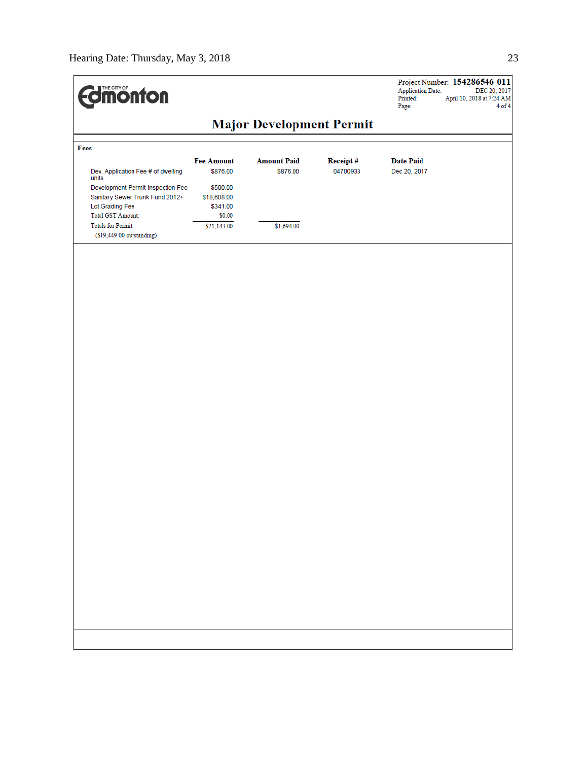THE CITY OF Edmonton

Project Number: **154286546-011**
Application Date: DEC 20, 2017
Printed: April 10, 2018 at 7:24 AM
Page: 4 of 4

# Major Development Permit

**Fees**

| | Fee Amount | Amount Paid | Receipt # | Date Paid |
|---|---|---|---|---|
| Dev. Application Fee # of dwelling units | $876.00 | $876.00 | 04700933 | Dec 20, 2017 |
| Development Permit Inspection Fee | $500.00 | | | |
| Sanitary Sewer Trunk Fund 2012+ | $18,608.00 | | | |
| Lot Grading Fee | $341.00 | | | |
| Total GST Amount: | $0.00 | | | |
| Totals for Permit: | $21,143.00 | $1,694.00 | | |
| ($19,449.00 outstanding) | | | | |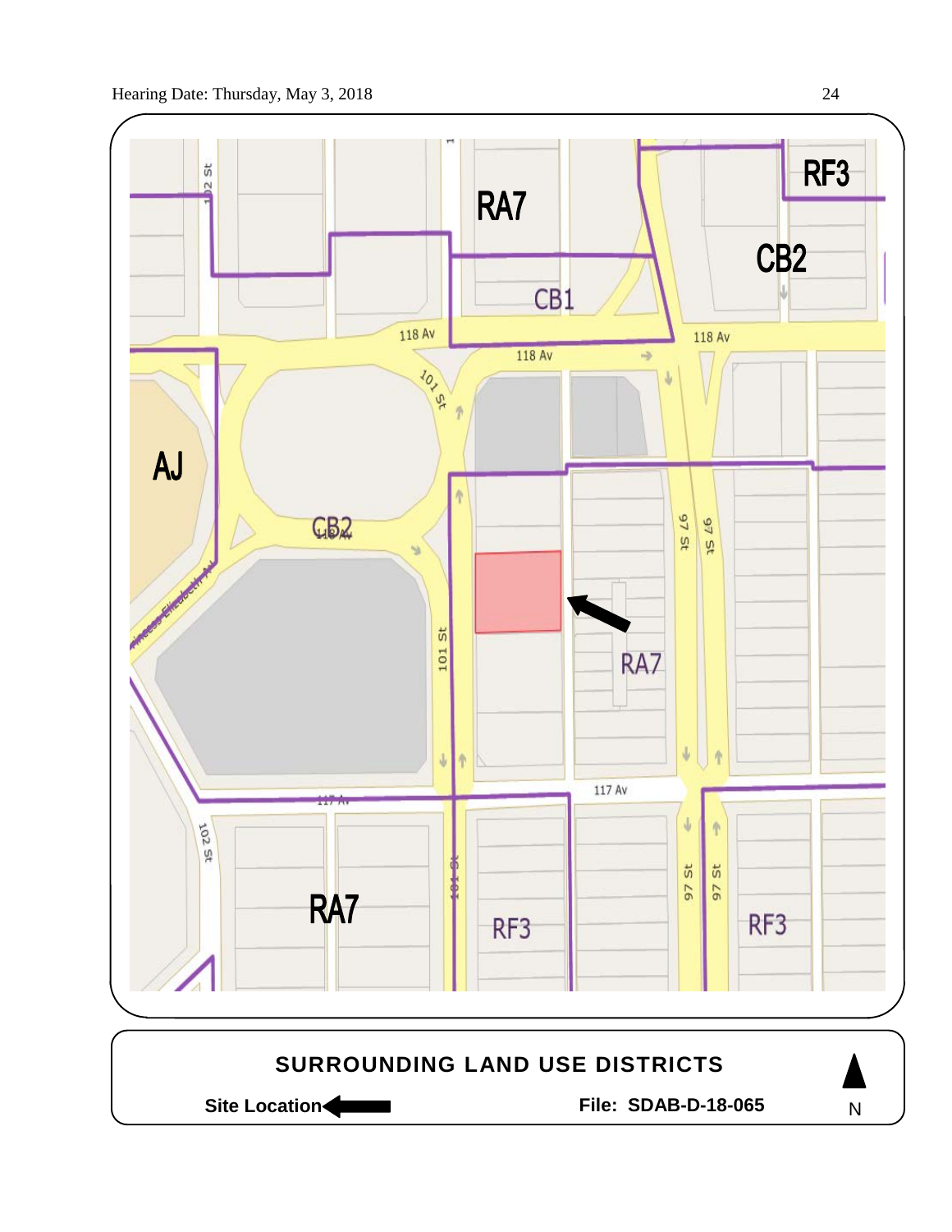RA7

CB1

RF3

CB2

118 Av

118 Av

118 Av

101 St

AJ

CB2

97 St

97 St

101 St

RA7

117 Av

102 St

RA7

101 St

RF3

97 St

97 St

RF3

**SURROUNDING LAND USE DISTRICTS**

**Site Location** ⬅

**File: SDAB-D-18-065**

N